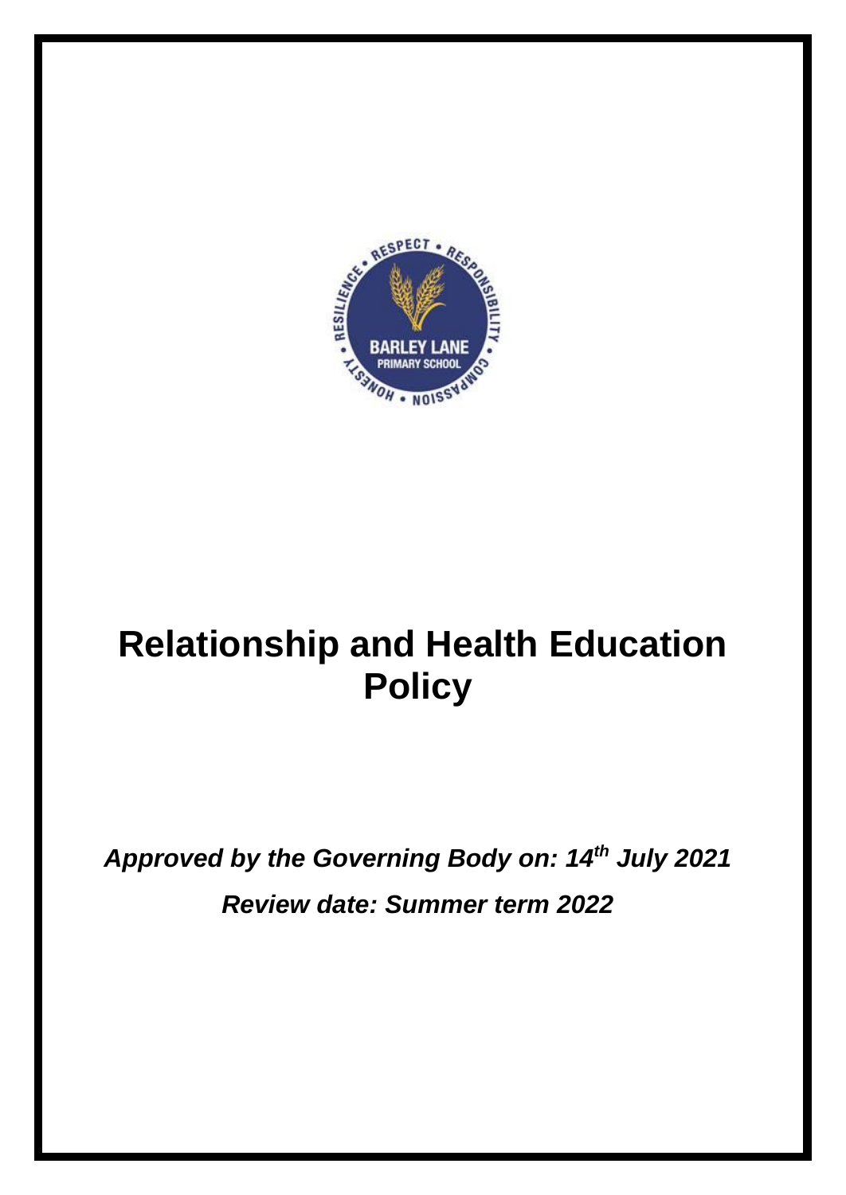# Relationship and Health Education Policy

***Approved by the Governing Body on: 14th July 2021***

***Review date: Summer term 2022***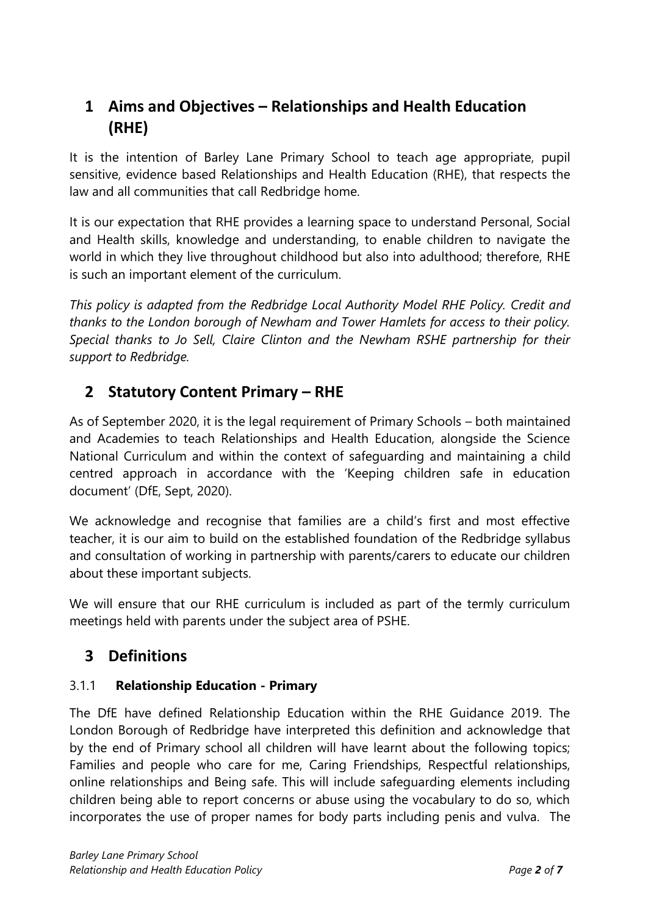## 1 Aims and Objectives – Relationships and Health Education (RHE)

It is the intention of Barley Lane Primary School to teach age appropriate, pupil sensitive, evidence based Relationships and Health Education (RHE), that respects the law and all communities that call Redbridge home.

It is our expectation that RHE provides a learning space to understand Personal, Social and Health skills, knowledge and understanding, to enable children to navigate the world in which they live throughout childhood but also into adulthood; therefore, RHE is such an important element of the curriculum.

*This policy is adapted from the Redbridge Local Authority Model RHE Policy. Credit and thanks to the London borough of Newham and Tower Hamlets for access to their policy. Special thanks to Jo Sell, Claire Clinton and the Newham RSHE partnership for their support to Redbridge.*

## 2 Statutory Content Primary – RHE

As of September 2020, it is the legal requirement of Primary Schools – both maintained and Academies to teach Relationships and Health Education, alongside the Science National Curriculum and within the context of safeguarding and maintaining a child centred approach in accordance with the 'Keeping children safe in education document' (DfE, Sept, 2020).

We acknowledge and recognise that families are a child's first and most effective teacher, it is our aim to build on the established foundation of the Redbridge syllabus and consultation of working in partnership with parents/carers to educate our children about these important subjects.

We will ensure that our RHE curriculum is included as part of the termly curriculum meetings held with parents under the subject area of PSHE.

## 3 Definitions

### 3.1.1 Relationship Education - Primary

The DfE have defined Relationship Education within the RHE Guidance 2019. The London Borough of Redbridge have interpreted this definition and acknowledge that by the end of Primary school all children will have learnt about the following topics; Families and people who care for me, Caring Friendships, Respectful relationships, online relationships and Being safe. This will include safeguarding elements including children being able to report concerns or abuse using the vocabulary to do so, which incorporates the use of proper names for body parts including penis and vulva. The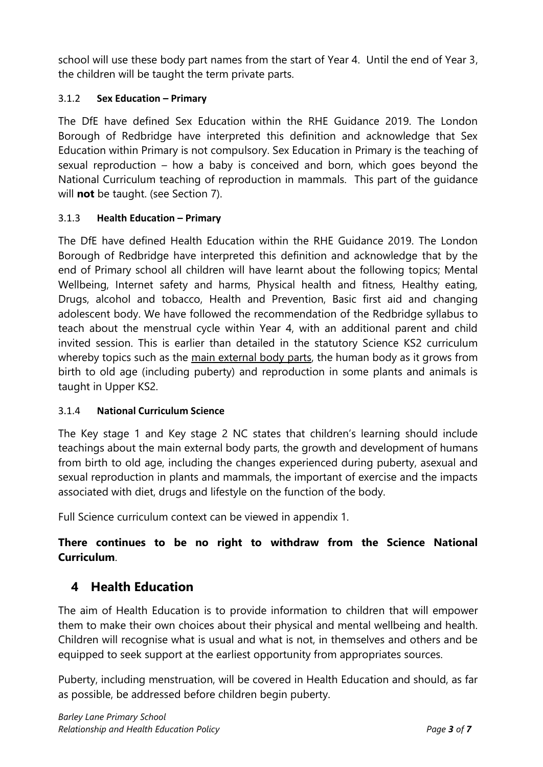school will use these body part names from the start of Year 4. Until the end of Year 3, the children will be taught the term private parts.

### 3.1.2 Sex Education – Primary

The DfE have defined Sex Education within the RHE Guidance 2019. The London Borough of Redbridge have interpreted this definition and acknowledge that Sex Education within Primary is not compulsory. Sex Education in Primary is the teaching of sexual reproduction – how a baby is conceived and born, which goes beyond the National Curriculum teaching of reproduction in mammals. This part of the guidance will **not** be taught. (see Section 7).

### 3.1.3 Health Education – Primary

The DfE have defined Health Education within the RHE Guidance 2019. The London Borough of Redbridge have interpreted this definition and acknowledge that by the end of Primary school all children will have learnt about the following topics; Mental Wellbeing, Internet safety and harms, Physical health and fitness, Healthy eating, Drugs, alcohol and tobacco, Health and Prevention, Basic first aid and changing adolescent body. We have followed the recommendation of the Redbridge syllabus to teach about the menstrual cycle within Year 4, with an additional parent and child invited session. This is earlier than detailed in the statutory Science KS2 curriculum whereby topics such as the main external body parts, the human body as it grows from birth to old age (including puberty) and reproduction in some plants and animals is taught in Upper KS2.

### 3.1.4 National Curriculum Science

The Key stage 1 and Key stage 2 NC states that children's learning should include teachings about the main external body parts, the growth and development of humans from birth to old age, including the changes experienced during puberty, asexual and sexual reproduction in plants and mammals, the important of exercise and the impacts associated with diet, drugs and lifestyle on the function of the body.

Full Science curriculum context can be viewed in appendix 1.

**There continues to be no right to withdraw from the Science National Curriculum**.

## 4 Health Education

The aim of Health Education is to provide information to children that will empower them to make their own choices about their physical and mental wellbeing and health. Children will recognise what is usual and what is not, in themselves and others and be equipped to seek support at the earliest opportunity from appropriates sources.

Puberty, including menstruation, will be covered in Health Education and should, as far as possible, be addressed before children begin puberty.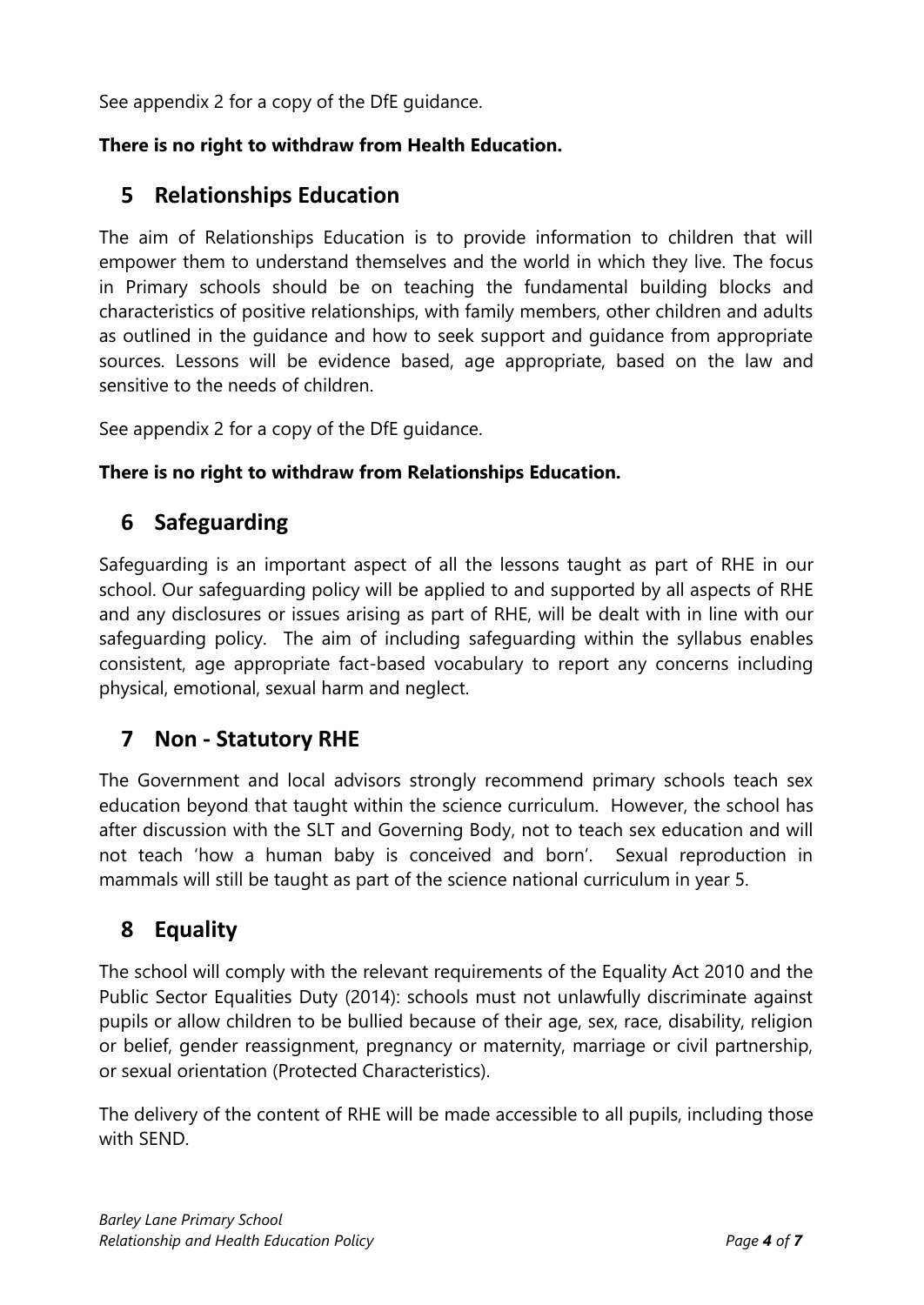See appendix 2 for a copy of the DfE guidance.

**There is no right to withdraw from Health Education.**

## 5 Relationships Education

The aim of Relationships Education is to provide information to children that will empower them to understand themselves and the world in which they live. The focus in Primary schools should be on teaching the fundamental building blocks and characteristics of positive relationships, with family members, other children and adults as outlined in the guidance and how to seek support and guidance from appropriate sources. Lessons will be evidence based, age appropriate, based on the law and sensitive to the needs of children.

See appendix 2 for a copy of the DfE guidance.

**There is no right to withdraw from Relationships Education.**

## 6 Safeguarding

Safeguarding is an important aspect of all the lessons taught as part of RHE in our school. Our safeguarding policy will be applied to and supported by all aspects of RHE and any disclosures or issues arising as part of RHE, will be dealt with in line with our safeguarding policy. The aim of including safeguarding within the syllabus enables consistent, age appropriate fact-based vocabulary to report any concerns including physical, emotional, sexual harm and neglect.

## 7 Non - Statutory RHE

The Government and local advisors strongly recommend primary schools teach sex education beyond that taught within the science curriculum. However, the school has after discussion with the SLT and Governing Body, not to teach sex education and will not teach 'how a human baby is conceived and born'. Sexual reproduction in mammals will still be taught as part of the science national curriculum in year 5.

## 8 Equality

The school will comply with the relevant requirements of the Equality Act 2010 and the Public Sector Equalities Duty (2014): schools must not unlawfully discriminate against pupils or allow children to be bullied because of their age, sex, race, disability, religion or belief, gender reassignment, pregnancy or maternity, marriage or civil partnership, or sexual orientation (Protected Characteristics).

The delivery of the content of RHE will be made accessible to all pupils, including those with SEND.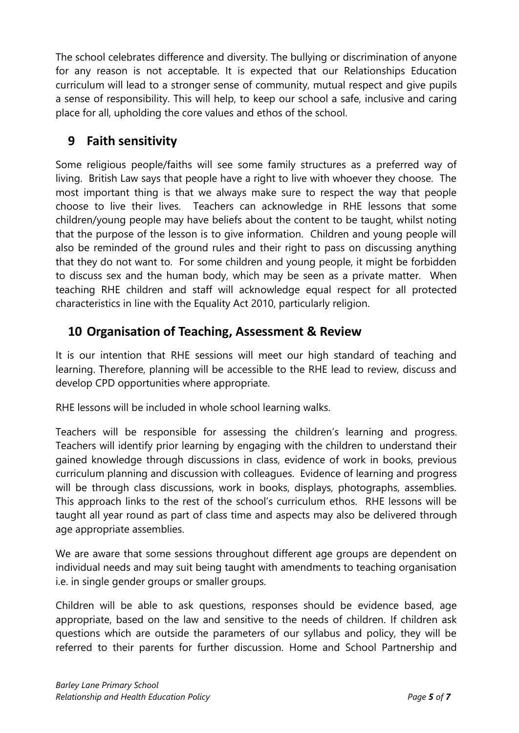The school celebrates difference and diversity. The bullying or discrimination of anyone for any reason is not acceptable. It is expected that our Relationships Education curriculum will lead to a stronger sense of community, mutual respect and give pupils a sense of responsibility. This will help, to keep our school a safe, inclusive and caring place for all, upholding the core values and ethos of the school.

## 9 Faith sensitivity

Some religious people/faiths will see some family structures as a preferred way of living. British Law says that people have a right to live with whoever they choose. The most important thing is that we always make sure to respect the way that people choose to live their lives. Teachers can acknowledge in RHE lessons that some children/young people may have beliefs about the content to be taught, whilst noting that the purpose of the lesson is to give information. Children and young people will also be reminded of the ground rules and their right to pass on discussing anything that they do not want to. For some children and young people, it might be forbidden to discuss sex and the human body, which may be seen as a private matter. When teaching RHE children and staff will acknowledge equal respect for all protected characteristics in line with the Equality Act 2010, particularly religion.

## 10 Organisation of Teaching, Assessment & Review

It is our intention that RHE sessions will meet our high standard of teaching and learning. Therefore, planning will be accessible to the RHE lead to review, discuss and develop CPD opportunities where appropriate.

RHE lessons will be included in whole school learning walks.

Teachers will be responsible for assessing the children's learning and progress. Teachers will identify prior learning by engaging with the children to understand their gained knowledge through discussions in class, evidence of work in books, previous curriculum planning and discussion with colleagues. Evidence of learning and progress will be through class discussions, work in books, displays, photographs, assemblies. This approach links to the rest of the school's curriculum ethos. RHE lessons will be taught all year round as part of class time and aspects may also be delivered through age appropriate assemblies.

We are aware that some sessions throughout different age groups are dependent on individual needs and may suit being taught with amendments to teaching organisation i.e. in single gender groups or smaller groups.

Children will be able to ask questions, responses should be evidence based, age appropriate, based on the law and sensitive to the needs of children. If children ask questions which are outside the parameters of our syllabus and policy, they will be referred to their parents for further discussion. Home and School Partnership and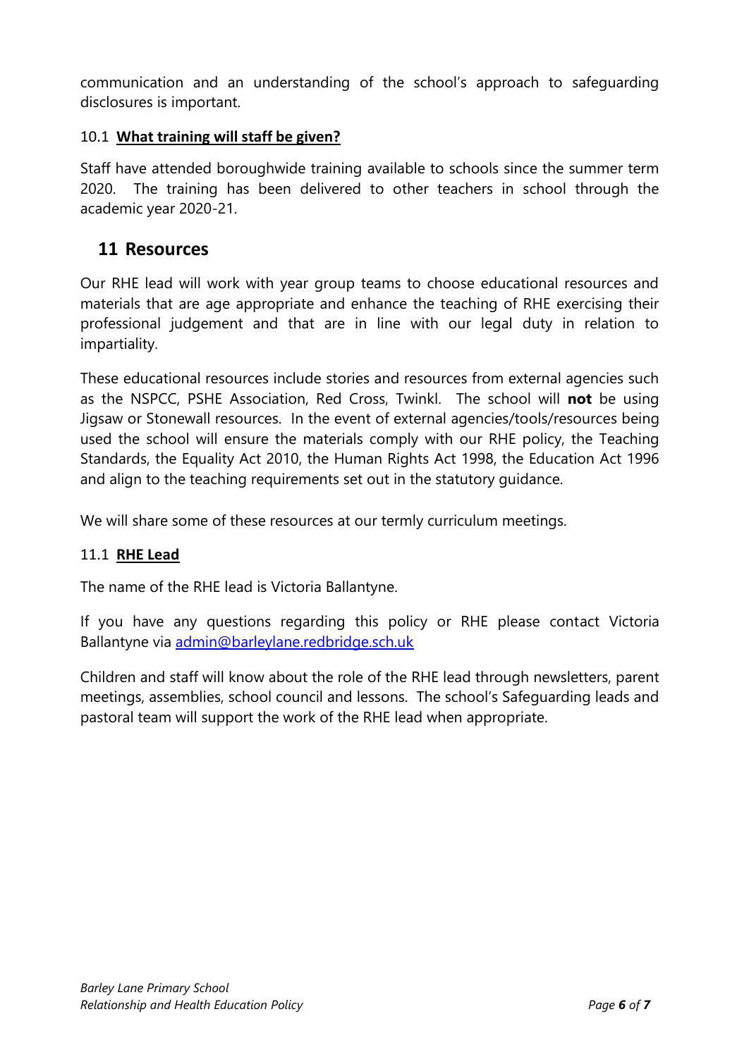communication and an understanding of the school's approach to safeguarding disclosures is important.

### 10.1 **What training will staff be given?**

Staff have attended boroughwide training available to schools since the summer term 2020. The training has been delivered to other teachers in school through the academic year 2020-21.

## 11 Resources

Our RHE lead will work with year group teams to choose educational resources and materials that are age appropriate and enhance the teaching of RHE exercising their professional judgement and that are in line with our legal duty in relation to impartiality.

These educational resources include stories and resources from external agencies such as the NSPCC, PSHE Association, Red Cross, Twinkl. The school will **not** be using Jigsaw or Stonewall resources. In the event of external agencies/tools/resources being used the school will ensure the materials comply with our RHE policy, the Teaching Standards, the Equality Act 2010, the Human Rights Act 1998, the Education Act 1996 and align to the teaching requirements set out in the statutory guidance.

We will share some of these resources at our termly curriculum meetings.

### 11.1 **RHE Lead**

The name of the RHE lead is Victoria Ballantyne.

If you have any questions regarding this policy or RHE please contact Victoria Ballantyne via admin@barleylane.redbridge.sch.uk

Children and staff will know about the role of the RHE lead through newsletters, parent meetings, assemblies, school council and lessons. The school's Safeguarding leads and pastoral team will support the work of the RHE lead when appropriate.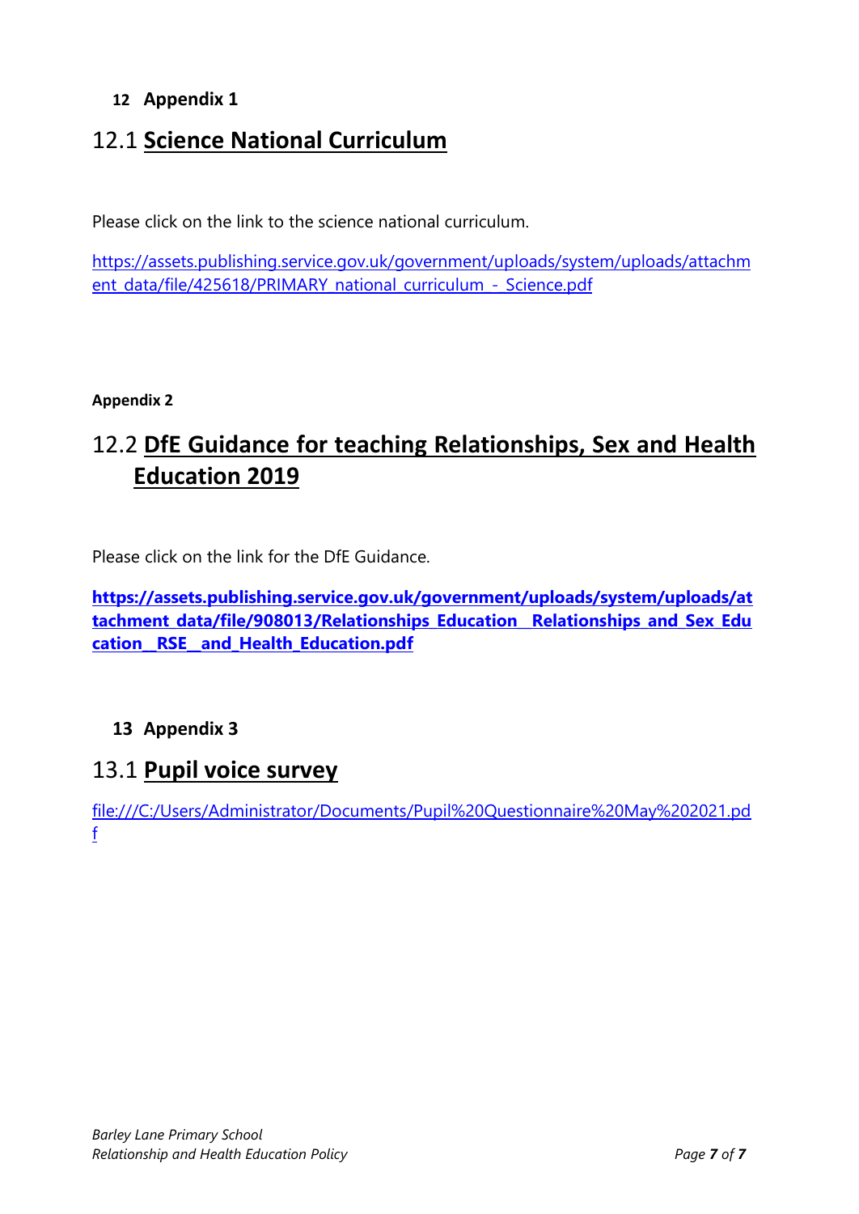## 12 Appendix 1

## 12.1 Science National Curriculum

Please click on the link to the science national curriculum.

https://assets.publishing.service.gov.uk/government/uploads/system/uploads/attachment_data/file/425618/PRIMARY_national_curriculum_-_Science.pdf

**Appendix 2**

## 12.2 DfE Guidance for teaching Relationships, Sex and Health Education 2019

Please click on the link for the DfE Guidance.

**https://assets.publishing.service.gov.uk/government/uploads/system/uploads/attachment_data/file/908013/Relationships_Education__Relationships_and_Sex_Education__RSE__and_Health_Education.pdf**

## 13 Appendix 3

## 13.1 Pupil voice survey

file:///C:/Users/Administrator/Documents/Pupil%20Questionnaire%20May%202021.pdf